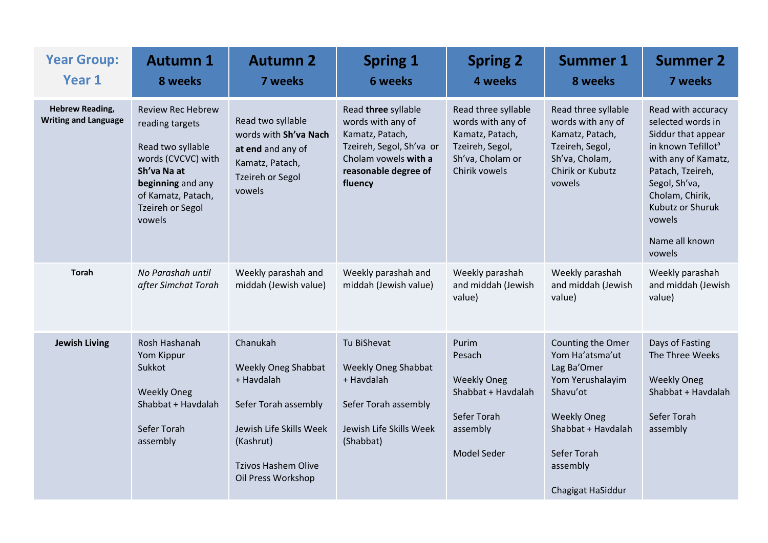| Year Group: Year 1 | Autumn 1 8 weeks | Autumn 2 7 weeks | Spring 1 6 weeks | Spring 2 4 weeks | Summer 1 8 weeks | Summer 2 7 weeks |
|---|---|---|---|---|---|---|
| **Hebrew Reading, Writing and Language** | Review Rec Hebrew reading targets<br><br>Read two syllable words (CVCVC) with **Sh'va Na at beginning** and any of Kamatz, Patach, Tzeireh or Segol vowels | Read two syllable words with **Sh'va Nach at end** and any of Kamatz, Patach, Tzeireh or Segol vowels | Read **three** syllable words with any of Kamatz, Patach, Tzeireh, Segol, Sh'va or Cholam vowels **with a reasonable degree of fluency** | Read three syllable words with any of Kamatz, Patach, Tzeireh, Segol, Sh'va, Cholam or Chirik vowels | Read three syllable words with any of Kamatz, Patach, Tzeireh, Segol, Sh'va, Cholam, Chirik or Kubutz vowels | Read with accuracy selected words in Siddur that appear in known Tefillot[a] with any of Kamatz, Patach, Tzeireh, Segol, Sh'va, Cholam, Chirik, Kubutz or Shuruk vowels<br><br>Name all known vowels |
| **Torah** | *No Parashah until after Simchat Torah* | Weekly parashah and middah (Jewish value) | Weekly parashah and middah (Jewish value) | Weekly parashah and middah (Jewish value) | Weekly parashah and middah (Jewish value) | Weekly parashah and middah (Jewish value) |
| **Jewish Living** | Rosh Hashanah<br>Yom Kippur<br>Sukkot<br><br>Weekly Oneg Shabbat + Havdalah<br><br>Sefer Torah assembly | Chanukah<br><br>Weekly Oneg Shabbat + Havdalah<br><br>Sefer Torah assembly<br><br>Jewish Life Skills Week (Kashrut)<br><br>Tzivos Hashem Olive Oil Press Workshop | Tu BiShevat<br><br>Weekly Oneg Shabbat + Havdalah<br><br>Sefer Torah assembly<br><br>Jewish Life Skills Week (Shabbat) | Purim<br>Pesach<br><br>Weekly Oneg Shabbat + Havdalah<br><br>Sefer Torah assembly<br><br>Model Seder | Counting the Omer<br>Yom Ha'atsma'ut<br>Lag Ba'Omer<br>Yom Yerushalayim<br>Shavu'ot<br><br>Weekly Oneg Shabbat + Havdalah<br><br>Sefer Torah assembly<br><br>Chagigat HaSiddur | Days of Fasting<br>The Three Weeks<br><br>Weekly Oneg Shabbat + Havdalah<br><br>Sefer Torah assembly |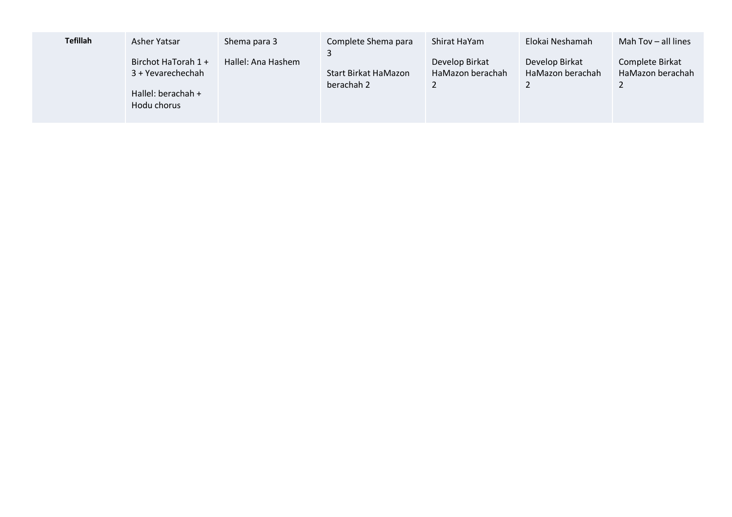| | | | | | | |
|---|---|---|---|---|---|---|
| **Tefillah** | Asher Yatsar<br><br>Birchot HaTorah 1 + 3 + Yevarechechah<br><br>Hallel: berachah + Hodu chorus | Shema para 3<br><br>Hallel: Ana Hashem | Complete Shema para 3<br><br>Start Birkat HaMazon berachah 2 | Shirat HaYam<br><br>Develop Birkat HaMazon berachah 2 | Elokai Neshamah<br><br>Develop Birkat HaMazon berachah 2 | Mah Tov – all lines<br><br>Complete Birkat HaMazon berachah 2 |